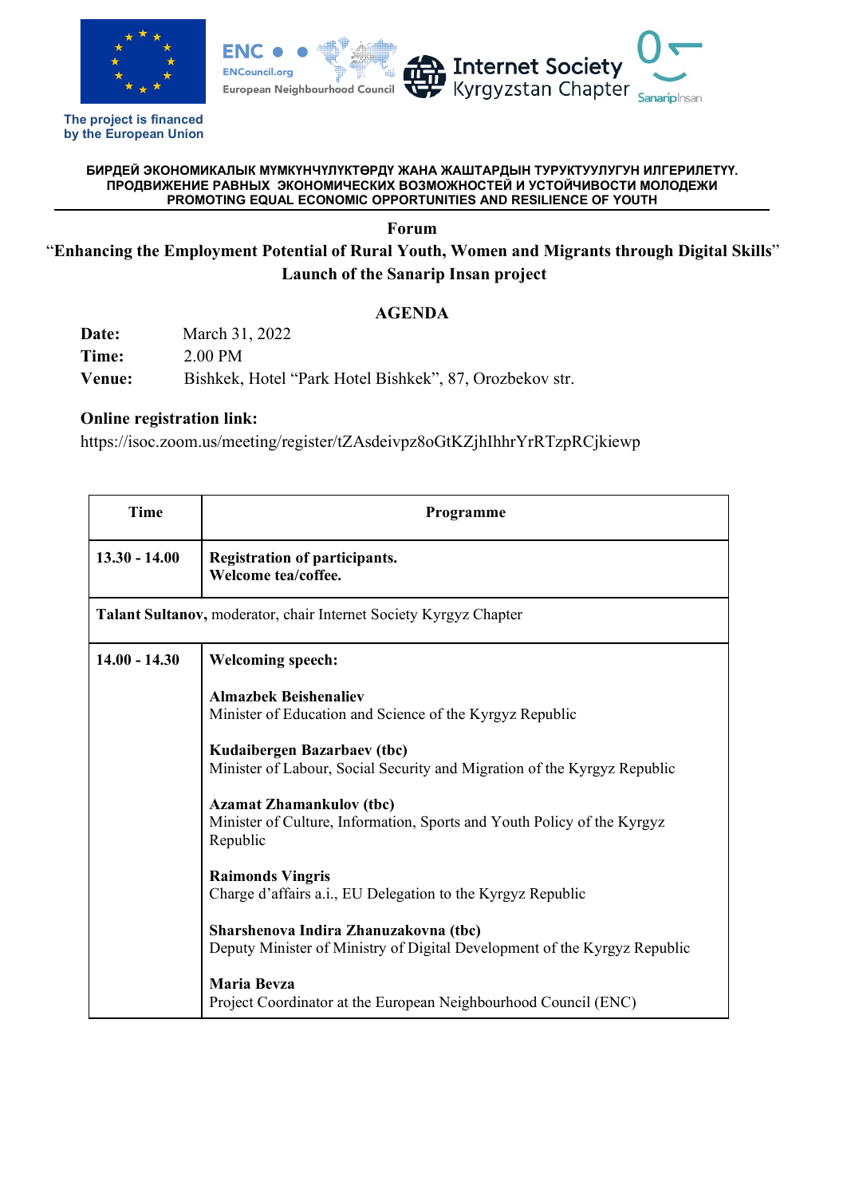The project is financed by the European Union

ENC ENCouncil.org European Neighbourhood Council

Internet Society Kyrgyzstan Chapter

SanaripInsan

**БИРДЕЙ ЭКОНОМИКАЛЫК МҮМКҮНЧҮЛҮКТӨРДҮ ЖАНА ЖАШТАРДЫН ТУРУКТУУЛУГУН ИЛГЕРИЛЕТҮҮ.**
**ПРОДВИЖЕНИЕ РАВНЫХ ЭКОНОМИЧЕСКИХ ВОЗМОЖНОСТЕЙ И УСТОЙЧИВОСТИ МОЛОДЕЖИ**
**PROMOTING EQUAL ECONOMIC OPPORTUNITIES AND RESILIENCE OF YOUTH**

# Forum
# "Enhancing the Employment Potential of Rural Youth, Women and Migrants through Digital Skills"
# Launch of the Sanarip Insan project

## AGENDA

**Date:** March 31, 2022
**Time:** 2.00 PM
**Venue:** Bishkek, Hotel "Park Hotel Bishkek", 87, Orozbekov str.

**Online registration link:**
https://isoc.zoom.us/meeting/register/tZAsdeivpz8oGtKZjhIhhrYrRTzpRCjkiewp

| Time | Programme |
|---|---|
| **13.30 - 14.00** | **Registration of participants.**<br>**Welcome tea/coffee.** |
| **Talant Sultanov,** moderator, chair Internet Society Kyrgyz Chapter | |
| **14.00 - 14.30** | **Welcoming speech:**<br><br>**Almazbek Beishenaliev**<br>Minister of Education and Science of the Kyrgyz Republic<br><br>**Kudaibergen Bazarbaev (tbc)**<br>Minister of Labour, Social Security and Migration of the Kyrgyz Republic<br><br>**Azamat Zhamankulov (tbc)**<br>Minister of Culture, Information, Sports and Youth Policy of the Kyrgyz Republic<br><br>**Raimonds Vingris**<br>Charge d'affairs a.i., EU Delegation to the Kyrgyz Republic<br><br>**Sharshenova Indira Zhanuzakovna (tbc)**<br>Deputy Minister of Ministry of Digital Development of the Kyrgyz Republic<br><br>**Maria Bevza**<br>Project Coordinator at the European Neighbourhood Council (ENC) |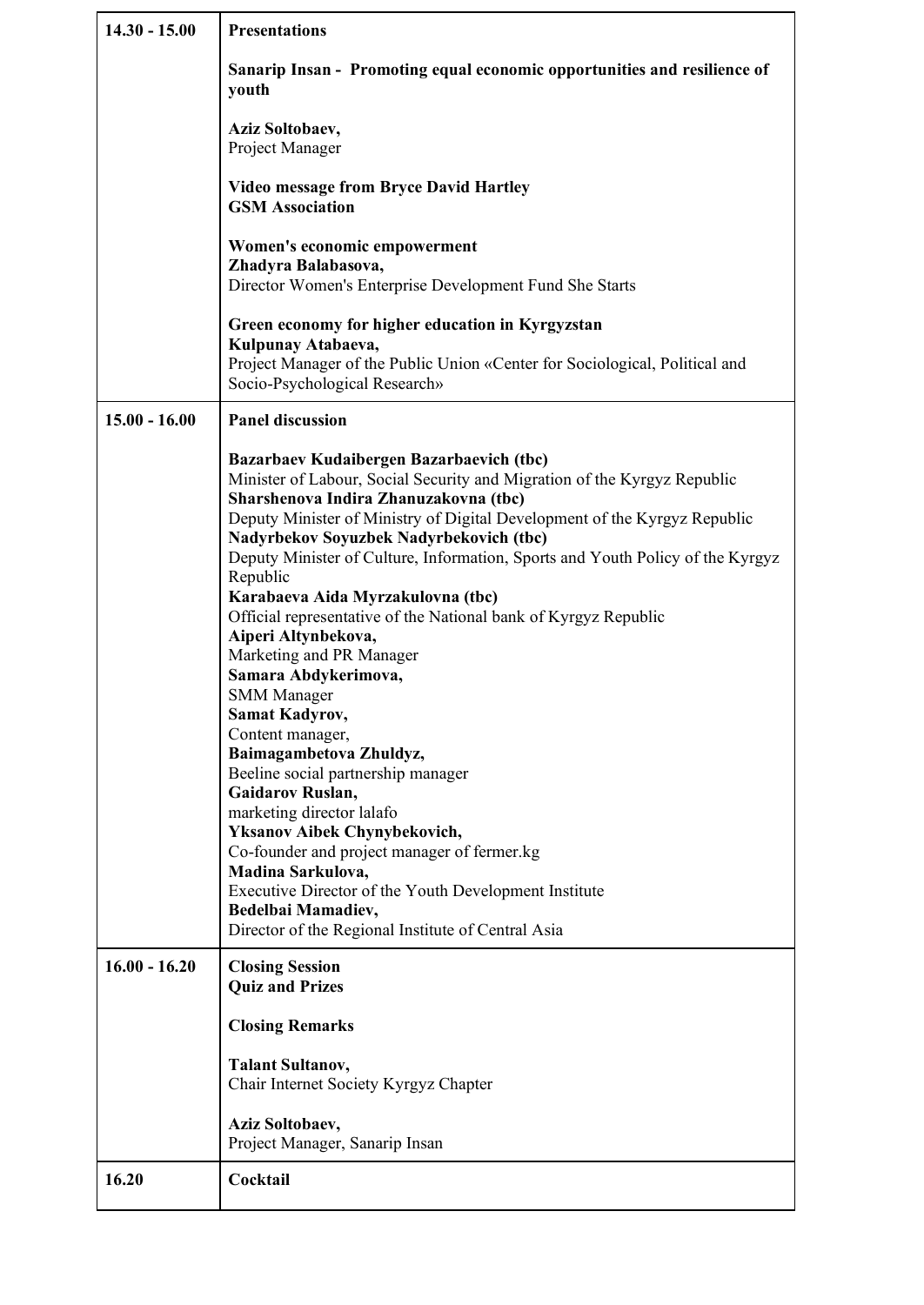| | |
|---|---|
| 14.30 - 15.00 | **Presentations**<br><br>**Sanarip Insan - Promoting equal economic opportunities and resilience of youth**<br><br>**Aziz Soltobaev,**<br>Project Manager<br><br>**Video message from Bryce David Hartley**<br>**GSM Association**<br><br>**Women's economic empowerment**<br>**Zhadyra Balabasova,**<br>Director Women's Enterprise Development Fund She Starts<br><br>**Green economy for higher education in Kyrgyzstan**<br>**Kulpunay Atabaeva,**<br>Project Manager of the Public Union «Center for Sociological, Political and Socio-Psychological Research» |
| 15.00 - 16.00 | **Panel discussion**<br><br>**Bazarbaev Kudaibergen Bazarbaevich (tbc)**<br>Minister of Labour, Social Security and Migration of the Kyrgyz Republic<br>**Sharshenova Indira Zhanuzakovna (tbc)**<br>Deputy Minister of Ministry of Digital Development of the Kyrgyz Republic<br>**Nadyrbekov Soyuzbek Nadyrbekovich (tbc)**<br>Deputy Minister of Culture, Information, Sports and Youth Policy of the Kyrgyz Republic<br>**Karabaeva Aida Myrzakulovna (tbc)**<br>Official representative of the National bank of Kyrgyz Republic<br>**Aiperi Altynbekova,**<br>Marketing and PR Manager<br>**Samara Abdykerimova,**<br>SMM Manager<br>**Samat Kadyrov,**<br>Content manager,<br>**Baimagambetova Zhuldyz,**<br>Beeline social partnership manager<br>**Gaidarov Ruslan,**<br>marketing director lalafo<br>**Yksanov Aibek Chynybekovich,**<br>Co-founder and project manager of fermer.kg<br>**Madina Sarkulova,**<br>Executive Director of the Youth Development Institute<br>**Bedelbai Mamadiev,**<br>Director of the Regional Institute of Central Asia |
| 16.00 - 16.20 | **Closing Session**<br>**Quiz and Prizes**<br><br>**Closing Remarks**<br><br>**Talant Sultanov,**<br>Chair Internet Society Kyrgyz Chapter<br><br>**Aziz Soltobaev,**<br>Project Manager, Sanarip Insan |
| 16.20 | **Cocktail** |